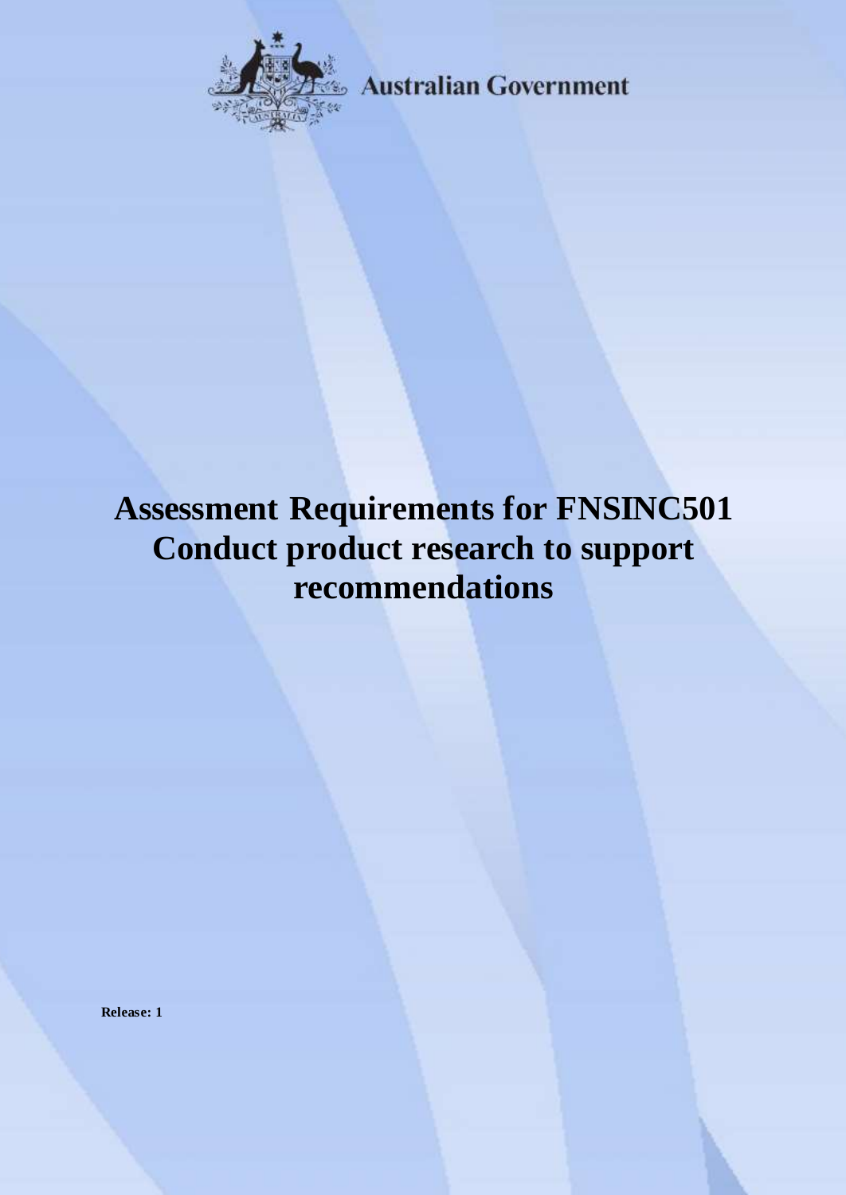Australian Government

# Assessment Requirements for FNSINC501 Conduct product research to support recommendations

**Release: 1**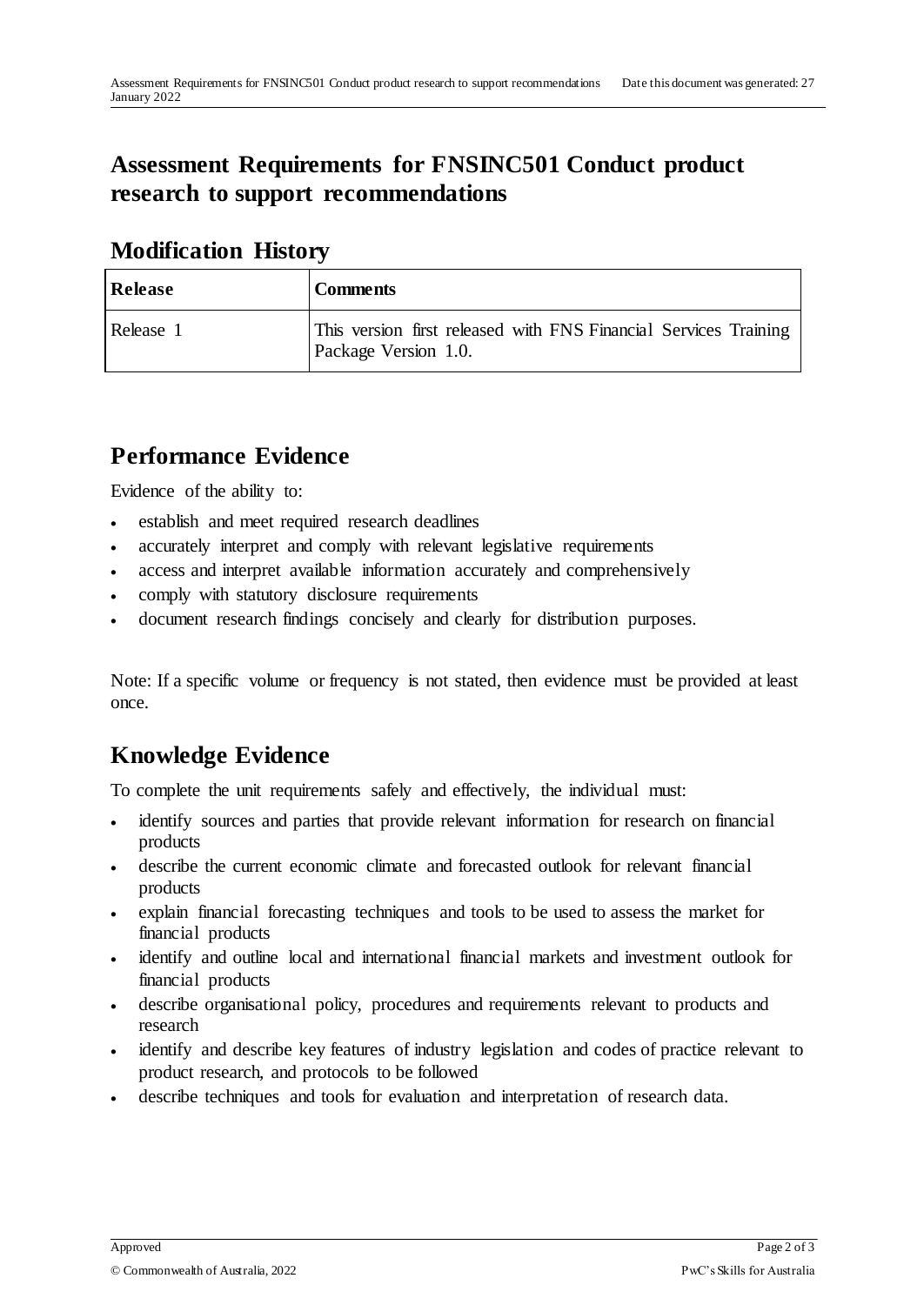# Assessment Requirements for FNSINC501 Conduct product research to support recommendations

## Modification History

| Release | Comments |
| --- | --- |
| Release 1 | This version first released with FNS Financial Services Training Package Version 1.0. |

## Performance Evidence

Evidence of the ability to:

- establish and meet required research deadlines
- accurately interpret and comply with relevant legislative requirements
- access and interpret available information accurately and comprehensively
- comply with statutory disclosure requirements
- document research findings concisely and clearly for distribution purposes.

Note: If a specific volume or frequency is not stated, then evidence must be provided at least once.

## Knowledge Evidence

To complete the unit requirements safely and effectively, the individual must:

- identify sources and parties that provide relevant information for research on financial products
- describe the current economic climate and forecasted outlook for relevant financial products
- explain financial forecasting techniques and tools to be used to assess the market for financial products
- identify and outline local and international financial markets and investment outlook for financial products
- describe organisational policy, procedures and requirements relevant to products and research
- identify and describe key features of industry legislation and codes of practice relevant to product research, and protocols to be followed
- describe techniques and tools for evaluation and interpretation of research data.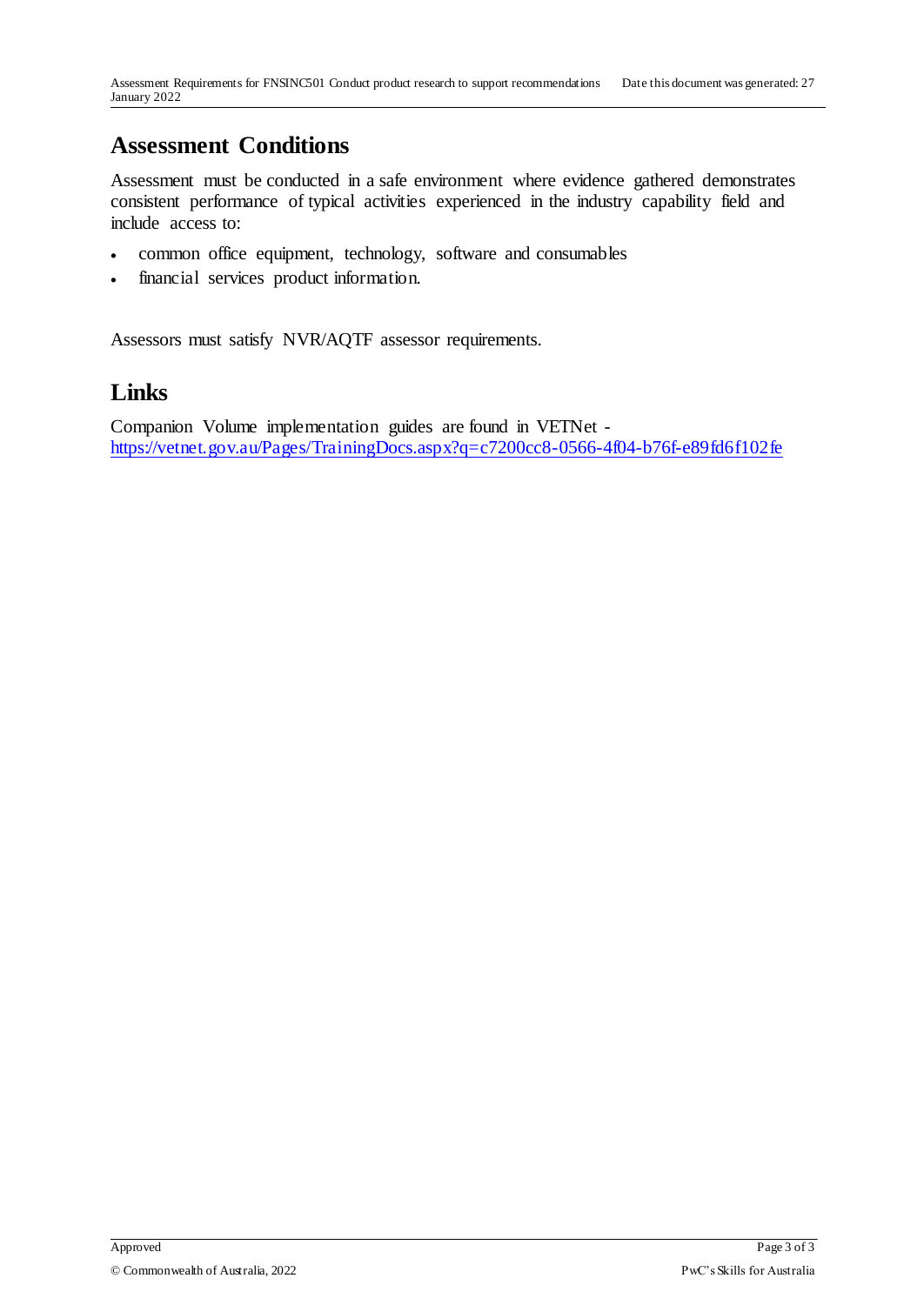## Assessment Conditions

Assessment must be conducted in a safe environment where evidence gathered demonstrates consistent performance of typical activities experienced in the industry capability field and include access to:

- common office equipment, technology, software and consumables
- financial services product information.

Assessors must satisfy NVR/AQTF assessor requirements.

## Links

Companion Volume implementation guides are found in VETNet - https://vetnet.gov.au/Pages/TrainingDocs.aspx?q=c7200cc8-0566-4f04-b76f-e89fd6f102fe